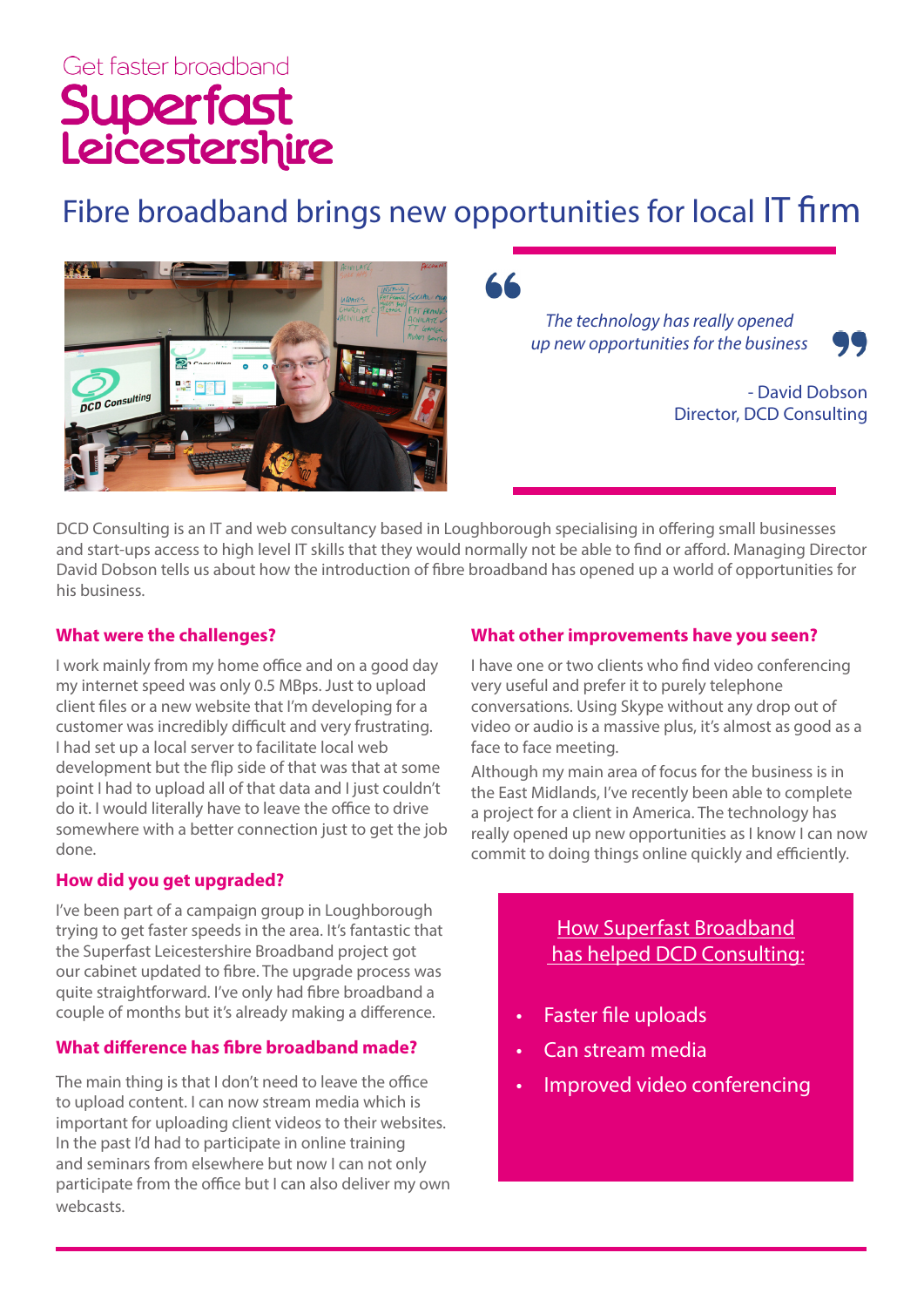Get faster broadband

# Superfast Leicestershire

## Fibre broadband brings new opportunities for local IT firm

> *The technology has really opened up new opportunities for the business*
>
> \- David Dobson
> Director, DCD Consulting

DCD Consulting is an IT and web consultancy based in Loughborough specialising in offering small businesses and start-ups access to high level IT skills that they would normally not be able to find or afford. Managing Director David Dobson tells us about how the introduction of fibre broadband has opened up a world of opportunities for his business.

### What were the challenges?

I work mainly from my home office and on a good day my internet speed was only 0.5 MBps. Just to upload client files or a new website that I'm developing for a customer was incredibly difficult and very frustrating. I had set up a local server to facilitate local web development but the flip side of that was that at some point I had to upload all of that data and I just couldn't do it. I would literally have to leave the office to drive somewhere with a better connection just to get the job done.

### How did you get upgraded?

I've been part of a campaign group in Loughborough trying to get faster speeds in the area. It's fantastic that the Superfast Leicestershire Broadband project got our cabinet updated to fibre. The upgrade process was quite straightforward. I've only had fibre broadband a couple of months but it's already making a difference.

### What difference has fibre broadband made?

The main thing is that I don't need to leave the office to upload content. I can now stream media which is important for uploading client videos to their websites. In the past I'd had to participate in online training and seminars from elsewhere but now I can not only participate from the office but I can also deliver my own webcasts.

### What other improvements have you seen?

I have one or two clients who find video conferencing very useful and prefer it to purely telephone conversations. Using Skype without any drop out of video or audio is a massive plus, it's almost as good as a face to face meeting.

Although my main area of focus for the business is in the East Midlands, I've recently been able to complete a project for a client in America. The technology has really opened up new opportunities as I know I can now commit to doing things online quickly and efficiently.

**How Superfast Broadband has helped DCD Consulting:**

- Faster file uploads
- Can stream media
- Improved video conferencing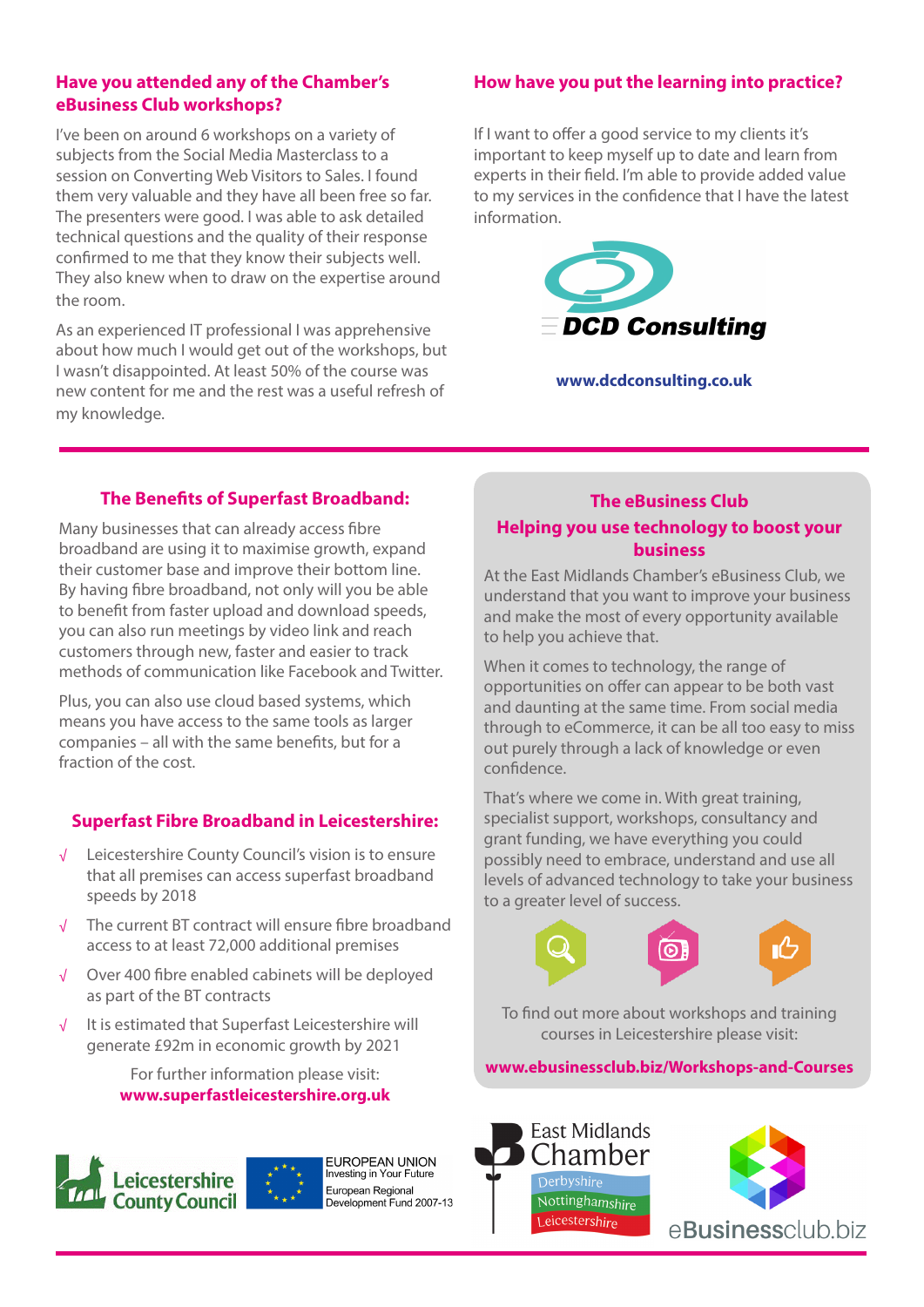## Have you attended any of the Chamber's eBusiness Club workshops?

I've been on around 6 workshops on a variety of subjects from the Social Media Masterclass to a session on Converting Web Visitors to Sales. I found them very valuable and they have all been free so far. The presenters were good. I was able to ask detailed technical questions and the quality of their response confirmed to me that they know their subjects well. They also knew when to draw on the expertise around the room.

As an experienced IT professional I was apprehensive about how much I would get out of the workshops, but I wasn't disappointed. At least 50% of the course was new content for me and the rest was a useful refresh of my knowledge.

## How have you put the learning into practice?

If I want to offer a good service to my clients it's important to keep myself up to date and learn from experts in their field. I'm able to provide added value to my services in the confidence that I have the latest information.

DCD Consulting

www.dcdconsulting.co.uk

## The Benefits of Superfast Broadband:

Many businesses that can already access fibre broadband are using it to maximise growth, expand their customer base and improve their bottom line. By having fibre broadband, not only will you be able to benefit from faster upload and download speeds, you can also run meetings by video link and reach customers through new, faster and easier to track methods of communication like Facebook and Twitter.

Plus, you can also use cloud based systems, which means you have access to the same tools as larger companies – all with the same benefits, but for a fraction of the cost.

## Superfast Fibre Broadband in Leicestershire:

- √ Leicestershire County Council's vision is to ensure that all premises can access superfast broadband speeds by 2018
- √ The current BT contract will ensure fibre broadband access to at least 72,000 additional premises
- √ Over 400 fibre enabled cabinets will be deployed as part of the BT contracts
- √ It is estimated that Superfast Leicestershire will generate £92m in economic growth by 2021

For further information please visit:
**www.superfastleicestershire.org.uk**

## The eBusiness Club
## Helping you use technology to boost your business

At the East Midlands Chamber's eBusiness Club, we understand that you want to improve your business and make the most of every opportunity available to help you achieve that.

When it comes to technology, the range of opportunities on offer can appear to be both vast and daunting at the same time. From social media through to eCommerce, it can be all too easy to miss out purely through a lack of knowledge or even confidence.

That's where we come in. With great training, specialist support, workshops, consultancy and grant funding, we have everything you could possibly need to embrace, understand and use all levels of advanced technology to take your business to a greater level of success.

To find out more about workshops and training courses in Leicestershire please visit:

**www.ebusinessclub.biz/Workshops-and-Courses**

Leicestershire County Council

EUROPEAN UNION
Investing in Your Future
European Regional Development Fund 2007-13

East Midlands Chamber
Derbyshire
Nottinghamshire
Leicestershire

eBusinessclub.biz